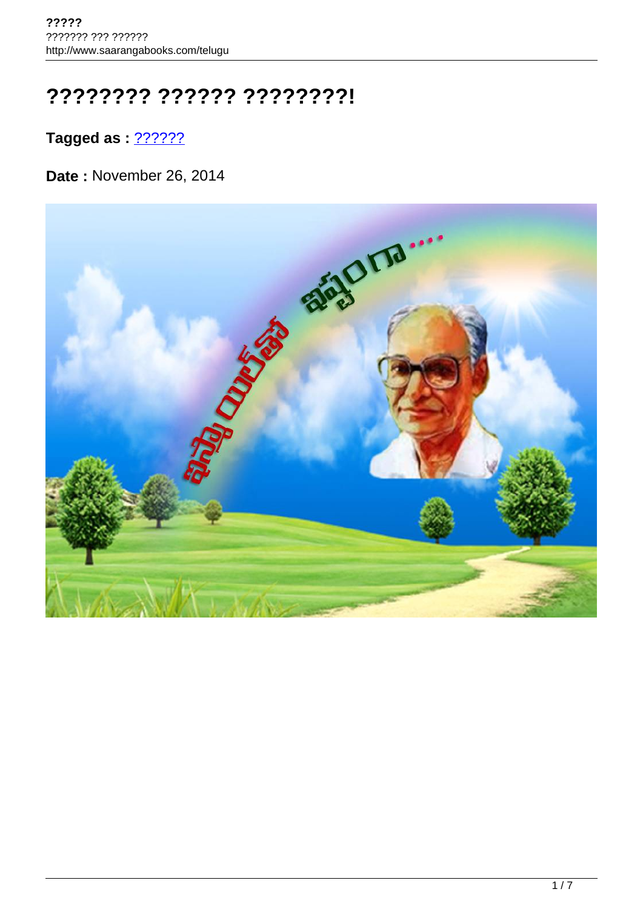# ???????? ?????? ????????!

**Tagged as :** ??????

**Date :** November 26, 2014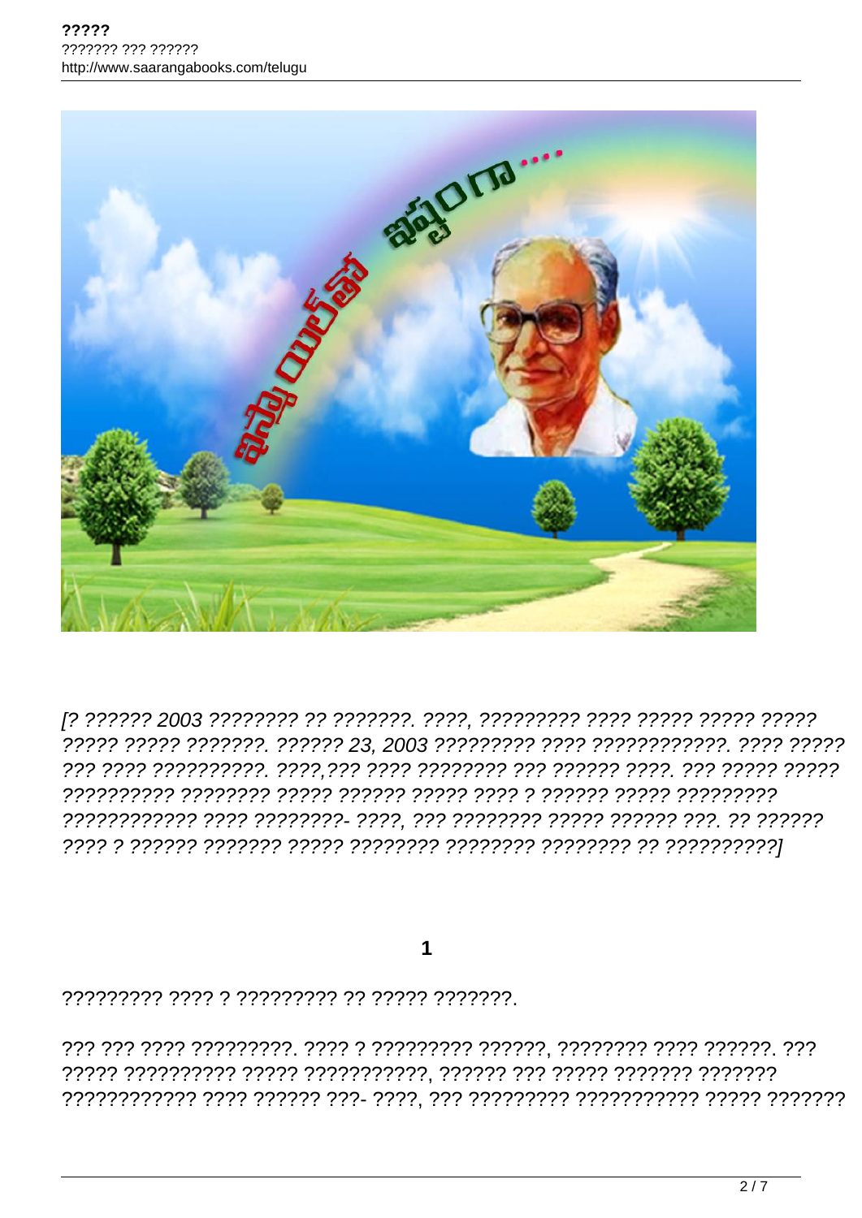[? ?????? 2003 ???????? ?? ???????. ????, ????????? ???? ????? ????? ????? ????? ????? ???????. ?????? 23, 2003 ????????? ???? ????????????. ???? ????? ??? ???? ??????????. ????,??? ???? ???????? ??? ?????? ????. ??? ????? ????? ?????????? ???????? ????? ?????? ????? ???? ? ?????? ????? ????????? ???????????? ???? ????????- ????, ??? ???????? ????? ?????? ???. ?? ?????? ???? ? ?????? ??????? ????? ???????? ???????? ???????? ?? ??????????]

## 1

????????? ???? ? ????????? ?? ????? ???????.

??? ??? ???? ?????????. ???? ? ????????? ??????, ???????? ???? ??????. ??? ????? ?????????? ????? ???????????, ?????? ??? ????? ??????? ??????? ???????????? ???? ?????? ???- ????, ??? ????????? ??????????? ????? ???????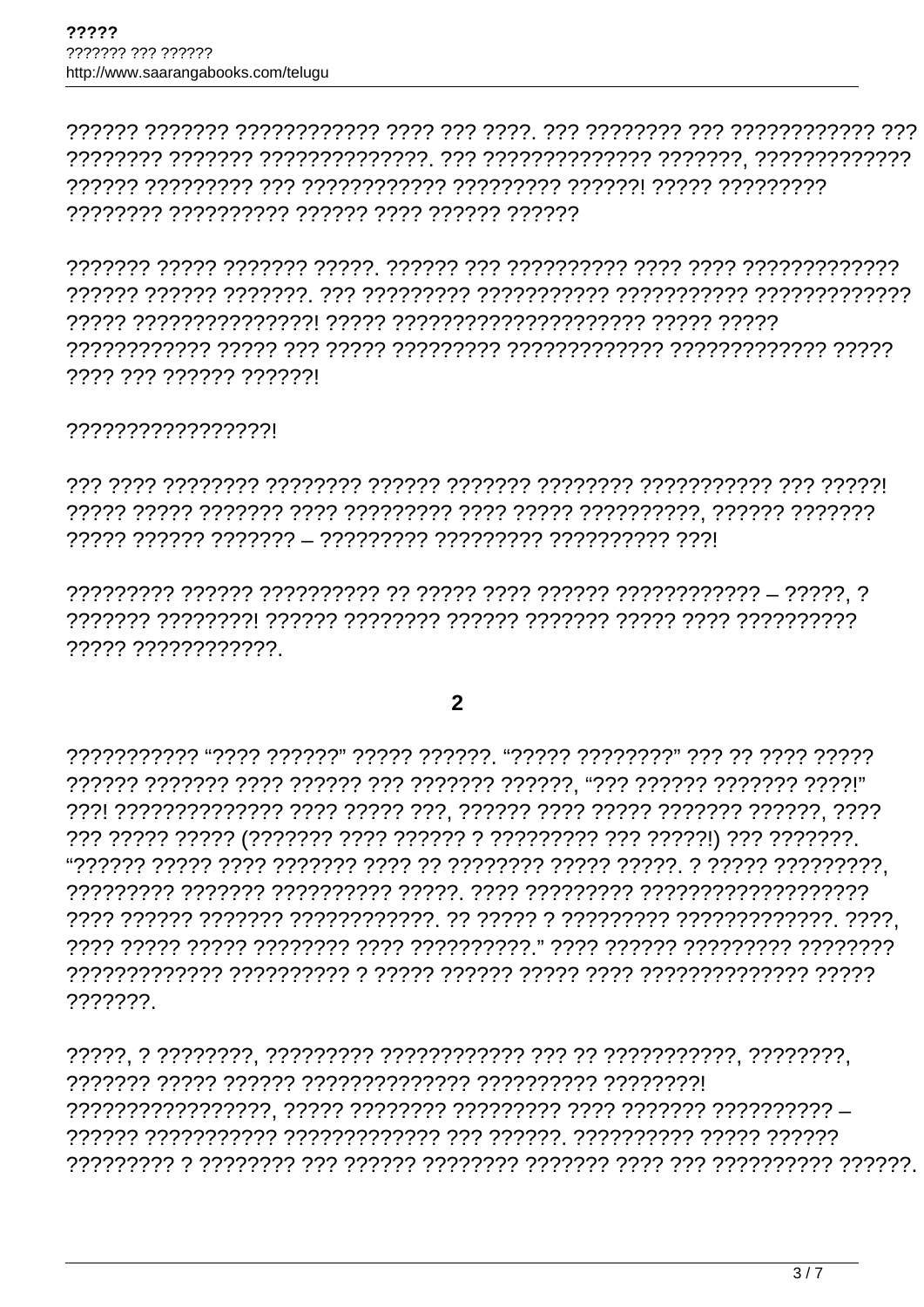?????? ??????? ??????????? ???? ??? ????. ??? ???????? ??? ??????????? ??? ???????? ??????? ?????????????. ??? ????????????? ???????, ????????????? ?????? ????????? ??? ??????????? ????????? ??????! ????? ????????? ???????? ?????????? ?????? ???? ?????? ??????

??????? ????? ??????? ?????. ?????? ??? ?????????? ???? ???? ????????????? ?????? ?????? ???????. ??? ????????? ??????????? ??????????? ????????????? ????? ???????????????! ????? ???????????????????? ????? ????? ???????????? ????? ??? ????? ????????? ????????????? ????????????? ????? ???? ??? ?????? ??????!

?????????????????!

??? ???? ???????? ???????? ?????? ??????? ???????? ??????????? ??? ?????! ????? ????? ??????? ???? ????????? ???? ????? ??????????, ?????? ??????? ????? ?????? ??????? – ????????? ????????? ?????????? ???!

????????? ?????? ?????????? ?? ????? ???? ?????? ???????????? – ?????, ? ??????? ????????! ?????? ???????? ?????? ??????? ????? ???? ?????????? ????? ????????????.

## 2

??????????? "???? ??????" ????? ??????. "????? ????????" ??? ?? ???? ????? ?????? ??????? ???? ?????? ??? ??????? ??????, "??? ?????? ??????? ????!" ???! ?????????????? ???? ????? ???, ?????? ???? ????? ??????? ??????, ???? ??? ????? ????? (??????? ???? ?????? ? ????????? ??? ?????!) ??? ???????. "?????? ????? ???? ??????? ???? ?? ???????? ????? ?????. ? ????? ?????????, ????????? ??????? ?????????? ?????. ???? ????????? ?????????????????? ???? ?????? ??????? ????????????. ?? ????? ? ????????? ?????????????. ????, ???? ????? ????? ???????? ???? ??????????." ???? ?????? ????????? ???????? ????????????? ?????????? ? ????? ?????? ????? ???? ?????????????? ????? ???????.

?????, ? ????????, ????????? ???????????? ??? ?? ???????????, ????????, ??????? ????? ?????? ?????????????? ?????????? ????????! ?????????????????, ????? ???????? ????????? ???? ??????? ?????????? – ?????? ??????????? ????????????? ??? ??????. ?????????? ????? ?????? ????????? ? ???????? ??? ?????? ???????? ??????? ???? ??? ?????????? ??????.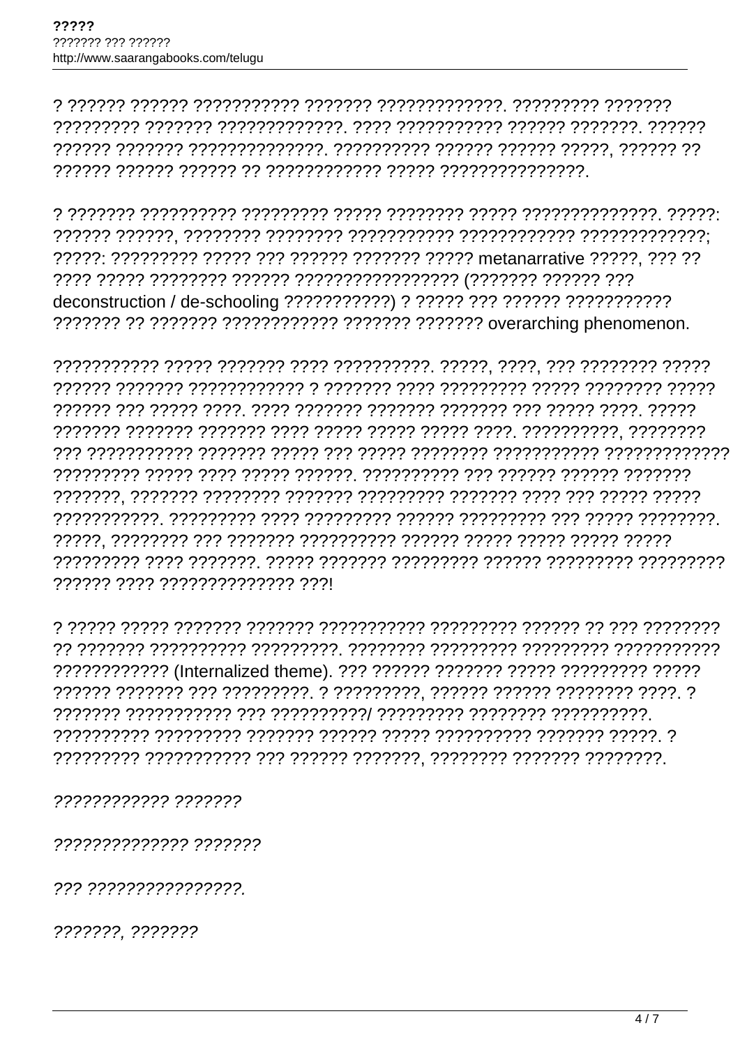? ?????? ?????? ??????????? ??????? ?????????????. ????????? ??????? ????????? ??????? ?????????????. ???? ??????????? ?????? ???????. ?????? ?????? ??????? ??????????????. ?????????? ?????? ?????? ?????, ?????? ?? ?????? ?????? ?????? ?? ???????????? ????? ???????????????.

? ??????? ?????????? ????????? ????? ???????? ????? ??????????????. ?????: ?????? ??????, ???????? ???????? ??????????? ???????????? ?????????????; ?????: ????????? ????? ??? ?????? ??????? ????? metanarrative ?????, ??? ?? ???? ????? ???????? ?????? ????????????????? (??????? ?????? ??? deconstruction / de-schooling ???????????) ? ????? ??? ?????? ??????????? ??????? ?? ??????? ???????????? ??????? ??????? overarching phenomenon.

??????????? ????? ??????? ???? ??????????. ?????, ????, ??? ???????? ????? ?????? ??????? ???????????? ? ??????? ???? ????????? ????? ???????? ????? ?????? ??? ????? ????. ???? ??????? ??????? ??????? ??? ????? ????. ????? ??????? ??????? ??????? ???? ????? ????? ????? ????. ??????????, ???????? ??? ??????????? ??????? ????? ??? ????? ???????? ??????????? ????????????? ????????? ????? ???? ????? ??????. ?????????? ??? ?????? ?????? ??????? ???????, ??????? ???????? ??????? ????????? ??????? ???? ??? ????? ????? ???????????. ????????? ???? ????????? ?????? ????????? ??? ????? ????????. ?????, ???????? ??? ??????? ?????????? ?????? ????? ????? ????? ????? ????????? ???? ???????. ????? ??????? ????????? ?????? ????????? ????????? ?????? ???? ?????????????? ???!

? ????? ????? ??????? ??????? ??????????? ????????? ?????? ?? ??? ???????? ?? ??????? ?????????? ?????????. ???????? ????????? ????????? ??????????? ???????????? (Internalized theme). ??? ?????? ??????? ????? ????????? ????? ?????? ??????? ??? ?????????. ? ?????????, ?????? ?????? ???????? ????. ? ??????? ??????????? ??? ??????????/ ????????? ???????? ??????????. ?????????? ????????? ??????? ?????? ????? ?????????? ??????? ?????. ? ????????? ??????????? ??? ?????? ???????, ???????? ??????? ????????.

*???????????? ???????*

*?????????????? ???????*

*??? ????????????????.*

*???????, ???????*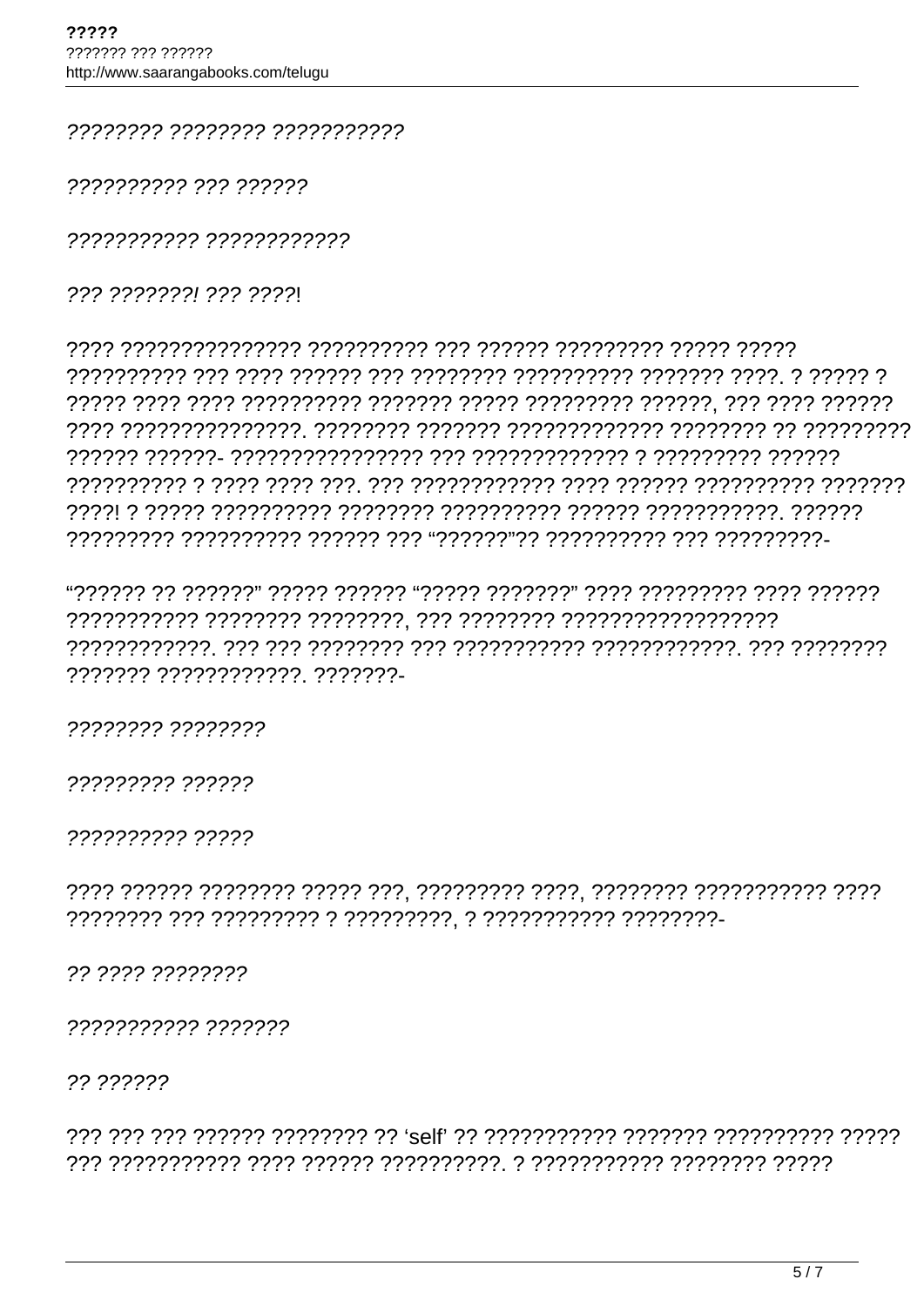*???????? ???????? ???????????*

*?????????? ??? ??????*

*??????????? ????????????*

*??? ???????! ??? ????!*

???? ??????????????? ?????????? ??? ?????? ????????? ????? ????? ?????????? ??? ???? ?????? ??? ???????? ?????????? ??????? ????. ? ????? ? ????? ???? ???? ?????????? ??????? ????? ????????? ??????, ??? ???? ?????? ???? ???????????????. ???????? ??????? ????????????? ???????? ?? ????????? ?????? ??????- ??????????????? ??? ????????????? ? ????????? ?????? ?????????? ? ???? ???? ???. ??? ???????????? ???? ?????? ?????????? ??????? ????! ? ????? ?????????? ???????? ?????????? ?????? ???????????. ?????? ????????? ?????????? ?????? ??? "??????"?? ?????????? ??? ?????????-

"?????? ?? ??????" ????? ?????? "????? ???????" ???? ????????? ???? ?????? ??????????? ???????? ????????, ??? ???????? ?????????????????? ????????????. ??? ??? ???????? ??? ??????????? ????????????. ??? ???????? ??????? ????????????. ???????-

*???????? ????????*

*????????? ??????*

*?????????? ?????*

???? ?????? ???????? ????? ???, ????????? ????, ???????? ??????????? ???? ???????? ??? ????????? ? ?????????, ? ??????????? ????????-

*?? ???? ????????*

*??????????? ???????*

*?? ??????*

??? ??? ??? ?????? ???????? ?? 'self' ?? ??????????? ??????? ?????????? ????? ??? ??????????? ???? ?????? ??????????. ? ??????????? ???????? ?????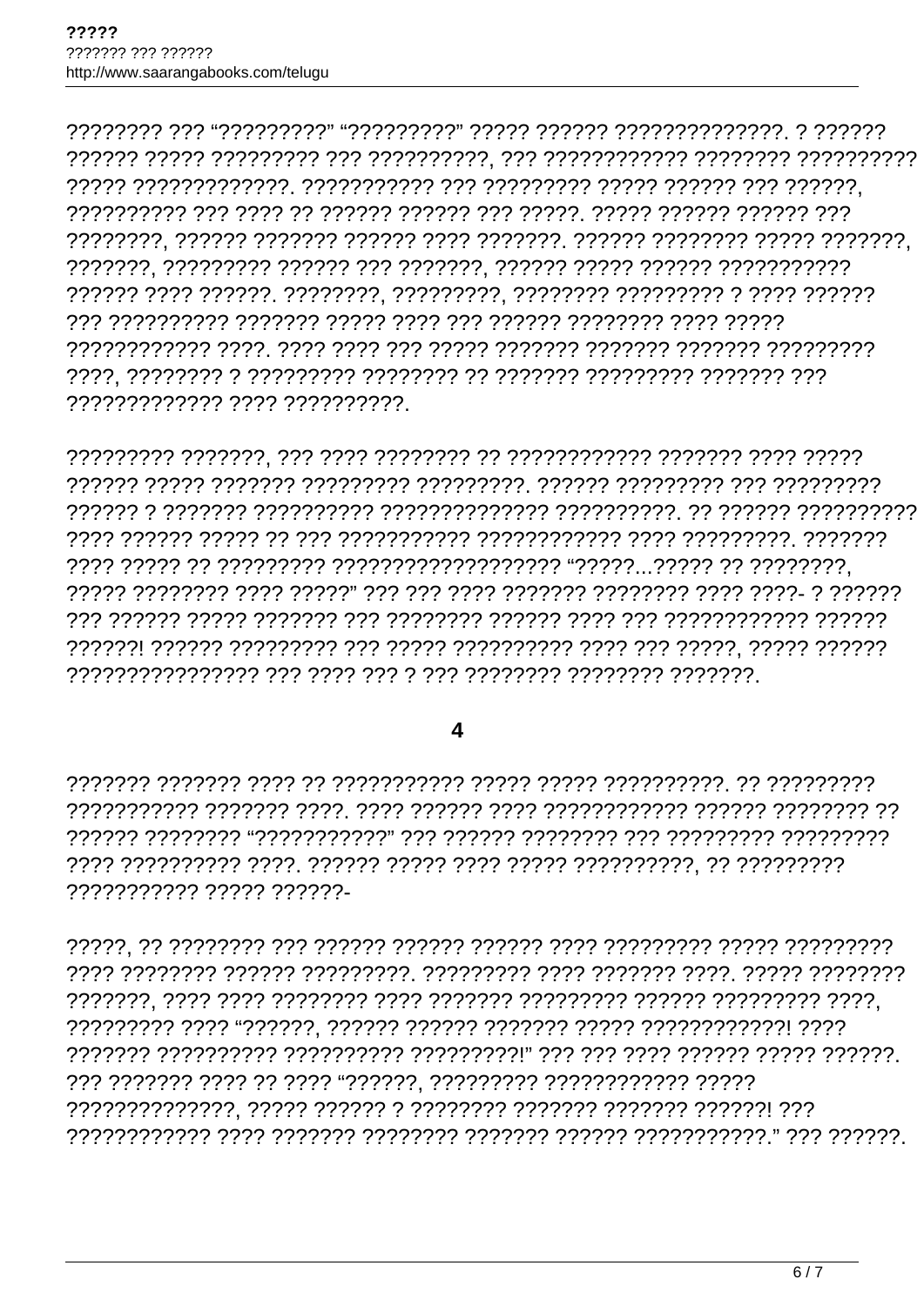???????? ??? “?????????” “?????????” ????? ?????? ??????????????. ? ?????? ?????? ????? ????????? ??? ??????????, ??? ??????????? ???????? ?????????? ????? ?????????????. ??????????? ??? ????????? ????? ?????? ??? ??????, ?????????? ??? ???? ?? ?????? ?????? ??? ??????. ????? ?????? ?????? ??? ????????, ?????? ??????? ?????? ???? ???????. ?????? ???????? ????? ???????, ???????, ????????? ?????? ??? ???????, ?????? ????? ?????? ??????????? ?????? ???? ??????. ????????, ?????????, ???????? ????????? ? ???? ?????? ??? ?????????? ??????? ????? ???? ??? ?????? ???????? ???? ????? ???????????? ????. ???? ???? ??? ????? ??????? ??????? ??????? ????????? ????, ???????? ? ????????? ???????? ?? ??????? ????????? ??????? ??? ????????????? ???? ??????????.

????????? ???????, ??? ???? ???????? ?? ???????????? ??????? ???? ????? ?????? ????? ??????? ????????? ?????????. ?????? ????????? ??? ????????? ?????? ? ??????? ?????????? ?????????????? ??????????. ?? ?????? ?????????? ???? ?????? ????? ?? ??? ??????????? ???????????? ???? ?????????. ??????? ???? ????? ?? ????????? ??????????????????? “?????...????? ?? ????????, ????? ???????? ???? ?????” ??? ??? ???? ??????? ???????? ???? ????- ? ?????? ??? ?????? ????? ??????? ??? ???????? ?????? ???? ??? ??????????? ?????? ??????! ?????? ????????? ??? ????? ?????????? ???? ??? ?????, ????? ?????? ???????????????? ??? ???? ??? ? ??? ???????? ???????? ???????.

## 4

??????? ??????? ???? ?? ??????????? ????? ????? ??????????. ?? ????????? ??????????? ??????? ????. ???? ?????? ???? ???????????? ?????? ???????? ?? ?????? ???????? “???????????” ??? ?????? ???????? ??? ????????? ????????? ???? ?????????? ????. ?????? ????? ???? ????? ??????????, ?? ????????? ??????????? ????? ??????-

?????, ?? ???????? ??? ?????? ?????? ?????? ???? ????????? ????? ????????? ???? ???????? ?????? ?????????. ????????? ???? ??????? ????. ????? ???????? ???????, ???? ???? ???????? ???? ??????? ????????? ?????? ????????? ????, ????????? ???? “??????, ?????? ?????? ??????? ????? ????????????! ???? ??????? ?????????? ?????????? ?????????!” ??? ??? ???? ?????? ????? ??????. ??? ??????? ???? ?? ???? “??????, ????????? ???????????? ????? ??????????????, ????? ?????? ? ???????? ??????? ??????? ??????! ??? ???????????? ???? ??????? ???????? ??????? ?????? ???????????.” ??? ??????.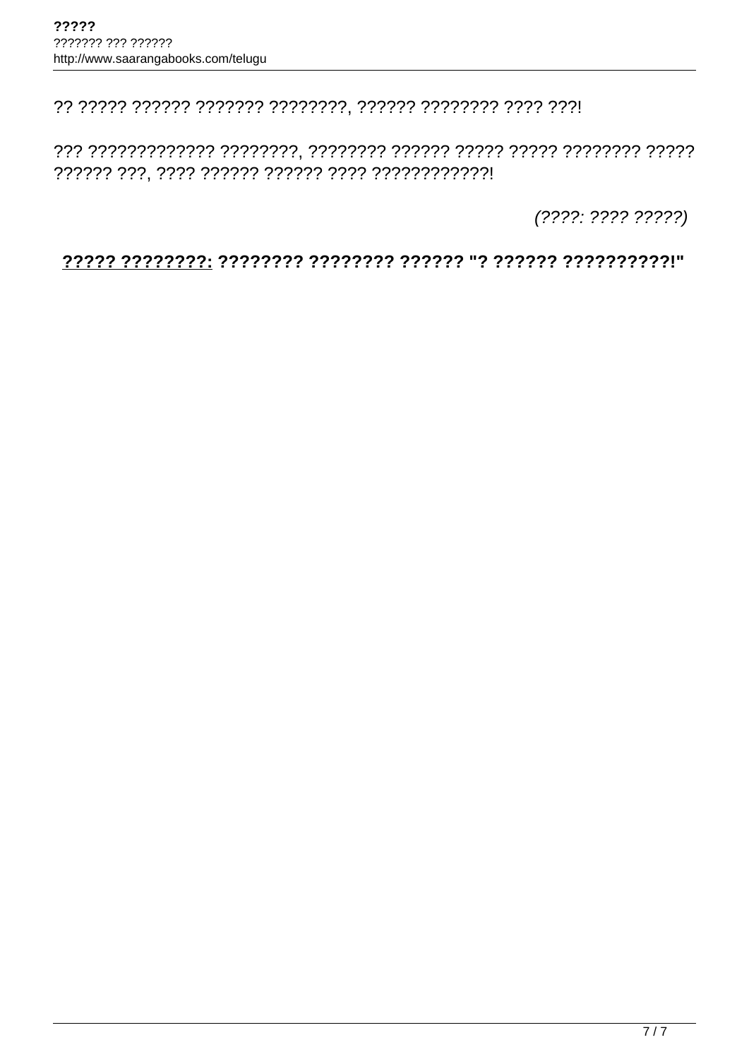?? ????? ?????? ??????? ????????, ?????? ???????? ???? ???!

??? ????????????? ????????, ???????? ?????? ????? ????? ???????? ????? ?????? ???, ???? ?????? ?????? ???? ?????????????!

*(????: ???? ?????)*

**<u>????? ????????:</u> ???????? ???????? ?????? "? ?????? ??????????!"**